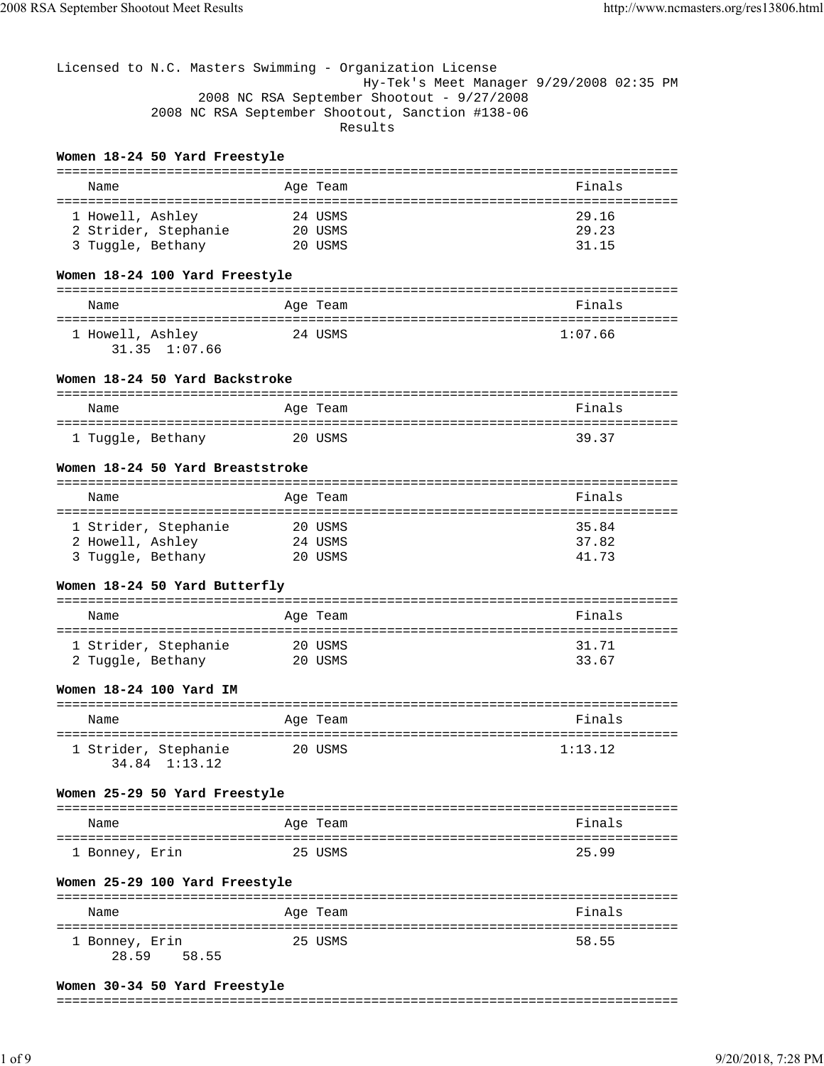Licensed to N.C. Masters Swimming - Organization License

Hy-Tek's Meet Manager 9/29/2008 02:35 PM

2008 NC RSA September Shootout - 9/27/2008

2008 NC RSA September Shootout, Sanction #138-06

Results

**Women 18-24 50 Yard Freestyle**

| Name | Age | Team | Finals |
|---|---|---|---|
| 1 Howell, Ashley | 24 | USMS | 29.16 |
| 2 Strider, Stephanie | 20 | USMS | 29.23 |
| 3 Tuggle, Bethany | 20 | USMS | 31.15 |

**Women 18-24 100 Yard Freestyle**

| Name | Age | Team | Finals |
|---|---|---|---|
| 1 Howell, Ashley | 24 | USMS | 1:07.66 |
| 31.35 1:07.66 | | | |

**Women 18-24 50 Yard Backstroke**

| Name | Age | Team | Finals |
|---|---|---|---|
| 1 Tuggle, Bethany | 20 | USMS | 39.37 |

**Women 18-24 50 Yard Breaststroke**

| Name | Age | Team | Finals |
|---|---|---|---|
| 1 Strider, Stephanie | 20 | USMS | 35.84 |
| 2 Howell, Ashley | 24 | USMS | 37.82 |
| 3 Tuggle, Bethany | 20 | USMS | 41.73 |

**Women 18-24 50 Yard Butterfly**

| Name | Age | Team | Finals |
|---|---|---|---|
| 1 Strider, Stephanie | 20 | USMS | 31.71 |
| 2 Tuggle, Bethany | 20 | USMS | 33.67 |

**Women 18-24 100 Yard IM**

| Name | Age | Team | Finals |
|---|---|---|---|
| 1 Strider, Stephanie | 20 | USMS | 1:13.12 |
| 34.84 1:13.12 | | | |

**Women 25-29 50 Yard Freestyle**

| Name | Age | Team | Finals |
|---|---|---|---|
| 1 Bonney, Erin | 25 | USMS | 25.99 |

**Women 25-29 100 Yard Freestyle**

| Name | Age | Team | Finals |
|---|---|---|---|
| 1 Bonney, Erin | 25 | USMS | 58.55 |
| 28.59 58.55 | | | |

**Women 30-34 50 Yard Freestyle**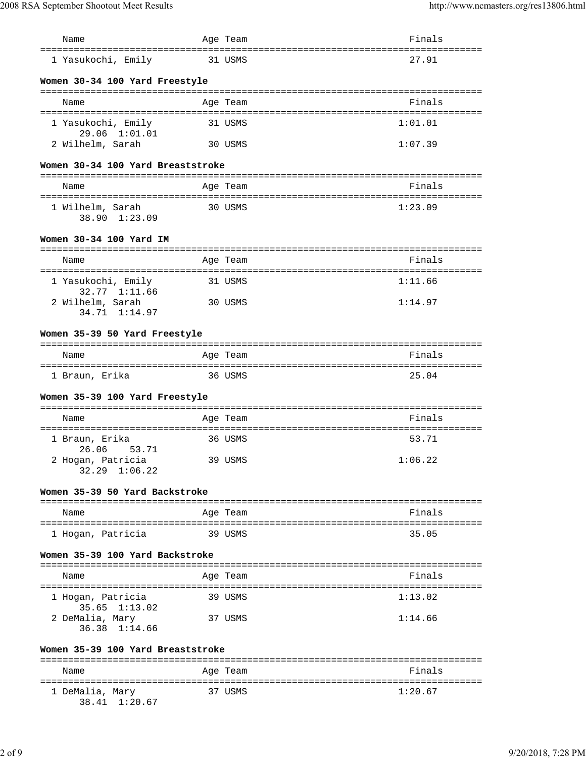| Name | Age | Team | Finals |
|---|---|---|---|
| 1 Yasukochi, Emily | 31 | USMS | 27.91 |

**Women 30-34 100 Yard Freestyle**

| Name | Age | Team | Finals |
|---|---|---|---|
| 1 Yasukochi, Emily | 31 | USMS | 1:01.01 |
| 29.06 1:01.01 | | | |
| 2 Wilhelm, Sarah | 30 | USMS | 1:07.39 |

**Women 30-34 100 Yard Breaststroke**

| Name | Age | Team | Finals |
|---|---|---|---|
| 1 Wilhelm, Sarah | 30 | USMS | 1:23.09 |
| 38.90 1:23.09 | | | |

**Women 30-34 100 Yard IM**

| Name | Age | Team | Finals |
|---|---|---|---|
| 1 Yasukochi, Emily | 31 | USMS | 1:11.66 |
| 32.77 1:11.66 | | | |
| 2 Wilhelm, Sarah | 30 | USMS | 1:14.97 |
| 34.71 1:14.97 | | | |

**Women 35-39 50 Yard Freestyle**

| Name | Age | Team | Finals |
|---|---|---|---|
| 1 Braun, Erika | 36 | USMS | 25.04 |

**Women 35-39 100 Yard Freestyle**

| Name | Age | Team | Finals |
|---|---|---|---|
| 1 Braun, Erika | 36 | USMS | 53.71 |
| 26.06 53.71 | | | |
| 2 Hogan, Patricia | 39 | USMS | 1:06.22 |
| 32.29 1:06.22 | | | |

**Women 35-39 50 Yard Backstroke**

| Name | Age | Team | Finals |
|---|---|---|---|
| 1 Hogan, Patricia | 39 | USMS | 35.05 |

**Women 35-39 100 Yard Backstroke**

| Name | Age | Team | Finals |
|---|---|---|---|
| 1 Hogan, Patricia | 39 | USMS | 1:13.02 |
| 35.65 1:13.02 | | | |
| 2 DeMalia, Mary | 37 | USMS | 1:14.66 |
| 36.38 1:14.66 | | | |

**Women 35-39 100 Yard Breaststroke**

| Name | Age | Team | Finals |
|---|---|---|---|
| 1 DeMalia, Mary | 37 | USMS | 1:20.67 |
| 38.41 1:20.67 | | | |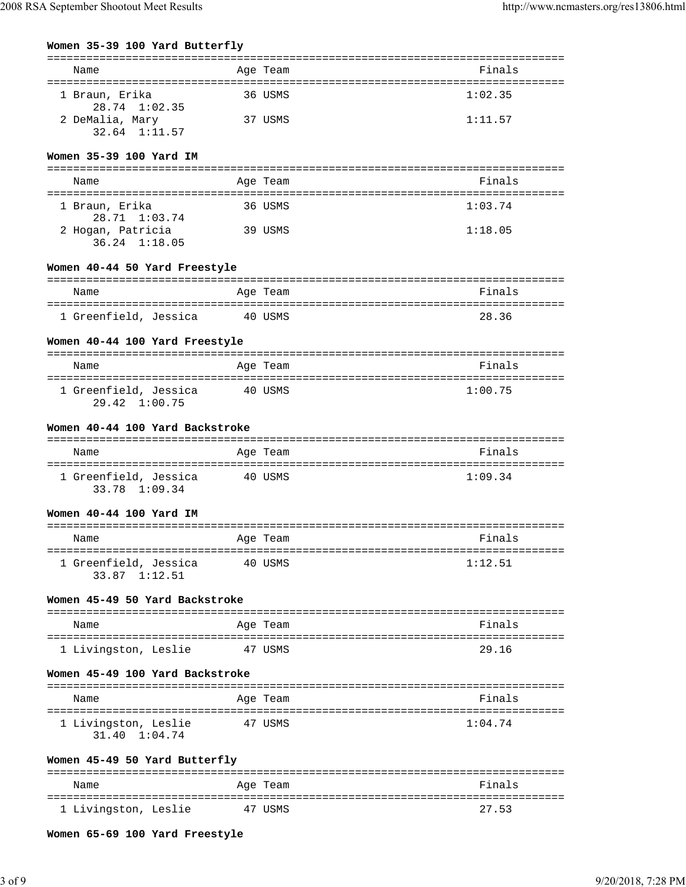### Women 35-39 100 Yard Butterfly

| Name | Age | Team | Finals |
|---|---|---|---|
| 1 Braun, Erika | 36 | USMS | 1:02.35 |
| 28.74 1:02.35 | | | |
| 2 DeMalia, Mary | 37 | USMS | 1:11.57 |
| 32.64 1:11.57 | | | |

### Women 35-39 100 Yard IM

| Name | Age | Team | Finals |
|---|---|---|---|
| 1 Braun, Erika | 36 | USMS | 1:03.74 |
| 28.71 1:03.74 | | | |
| 2 Hogan, Patricia | 39 | USMS | 1:18.05 |
| 36.24 1:18.05 | | | |

### Women 40-44 50 Yard Freestyle

| Name | Age | Team | Finals |
|---|---|---|---|
| 1 Greenfield, Jessica | 40 | USMS | 28.36 |

### Women 40-44 100 Yard Freestyle

| Name | Age | Team | Finals |
|---|---|---|---|
| 1 Greenfield, Jessica | 40 | USMS | 1:00.75 |
| 29.42 1:00.75 | | | |

### Women 40-44 100 Yard Backstroke

| Name | Age | Team | Finals |
|---|---|---|---|
| 1 Greenfield, Jessica | 40 | USMS | 1:09.34 |
| 33.78 1:09.34 | | | |

### Women 40-44 100 Yard IM

| Name | Age | Team | Finals |
|---|---|---|---|
| 1 Greenfield, Jessica | 40 | USMS | 1:12.51 |
| 33.87 1:12.51 | | | |

### Women 45-49 50 Yard Backstroke

| Name | Age | Team | Finals |
|---|---|---|---|
| 1 Livingston, Leslie | 47 | USMS | 29.16 |

### Women 45-49 100 Yard Backstroke

| Name | Age | Team | Finals |
|---|---|---|---|
| 1 Livingston, Leslie | 47 | USMS | 1:04.74 |
| 31.40 1:04.74 | | | |

### Women 45-49 50 Yard Butterfly

| Name | Age | Team | Finals |
|---|---|---|---|
| 1 Livingston, Leslie | 47 | USMS | 27.53 |

### Women 65-69 100 Yard Freestyle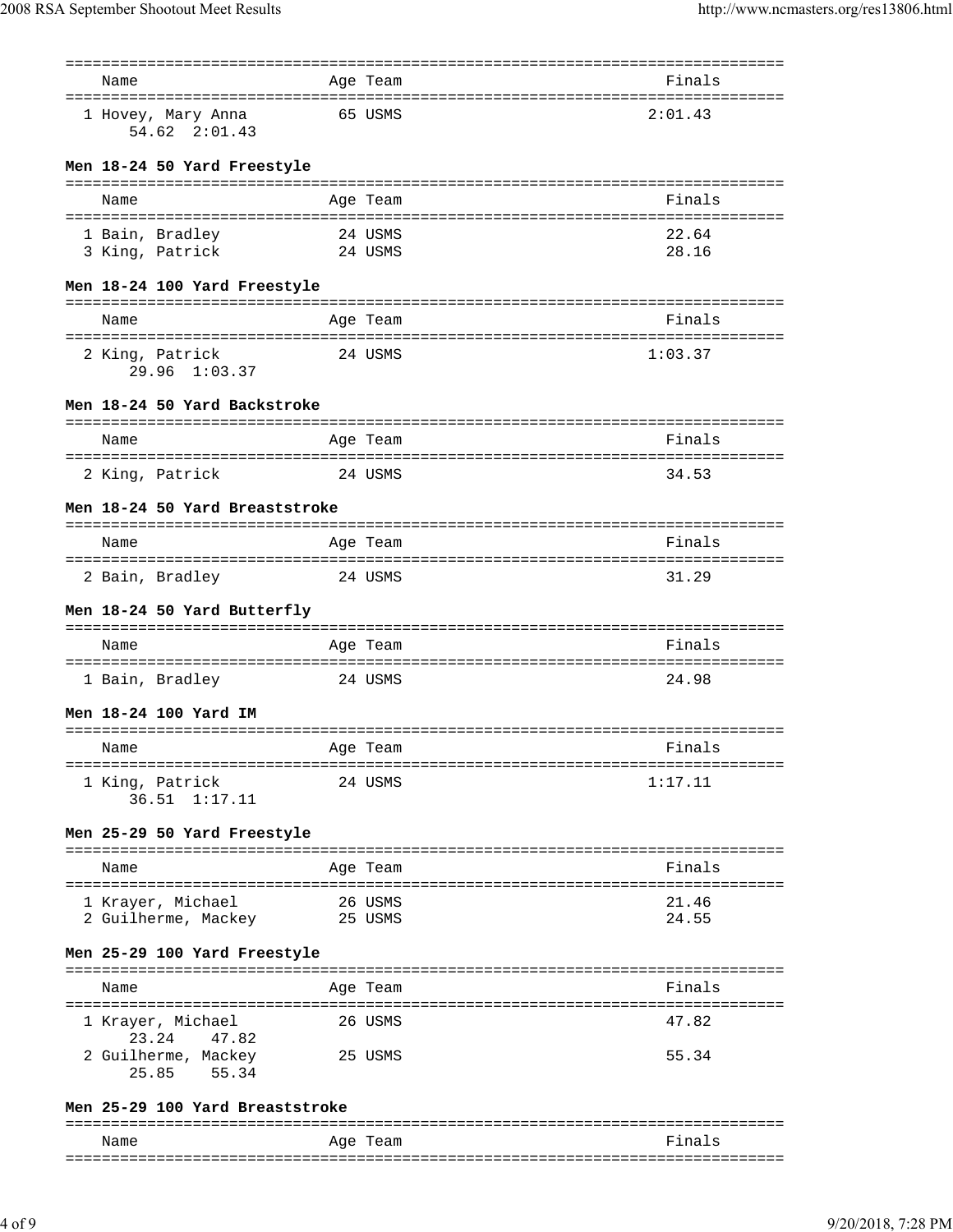| Name | Age | Team | Finals |
|---|---|---|---|
| 1 Hovey, Mary Anna | 65 | USMS | 2:01.43 |
| 54.62 2:01.43 | | | |

### Men 18-24 50 Yard Freestyle

| Name | Age | Team | Finals |
|---|---|---|---|
| 1 Bain, Bradley | 24 | USMS | 22.64 |
| 3 King, Patrick | 24 | USMS | 28.16 |

### Men 18-24 100 Yard Freestyle

| Name | Age | Team | Finals |
|---|---|---|---|
| 2 King, Patrick | 24 | USMS | 1:03.37 |
| 29.96 1:03.37 | | | |

### Men 18-24 50 Yard Backstroke

| Name | Age | Team | Finals |
|---|---|---|---|
| 2 King, Patrick | 24 | USMS | 34.53 |

### Men 18-24 50 Yard Breaststroke

| Name | Age | Team | Finals |
|---|---|---|---|
| 2 Bain, Bradley | 24 | USMS | 31.29 |

### Men 18-24 50 Yard Butterfly

| Name | Age | Team | Finals |
|---|---|---|---|
| 1 Bain, Bradley | 24 | USMS | 24.98 |

### Men 18-24 100 Yard IM

| Name | Age | Team | Finals |
|---|---|---|---|
| 1 King, Patrick | 24 | USMS | 1:17.11 |
| 36.51 1:17.11 | | | |

### Men 25-29 50 Yard Freestyle

| Name | Age | Team | Finals |
|---|---|---|---|
| 1 Krayer, Michael | 26 | USMS | 21.46 |
| 2 Guilherme, Mackey | 25 | USMS | 24.55 |

### Men 25-29 100 Yard Freestyle

| Name | Age | Team | Finals |
|---|---|---|---|
| 1 Krayer, Michael | 26 | USMS | 47.82 |
| 23.24 47.82 | | | |
| 2 Guilherme, Mackey | 25 | USMS | 55.34 |
| 25.85 55.34 | | | |

### Men 25-29 100 Yard Breaststroke

| Name | Age | Team | Finals |
|---|---|---|---|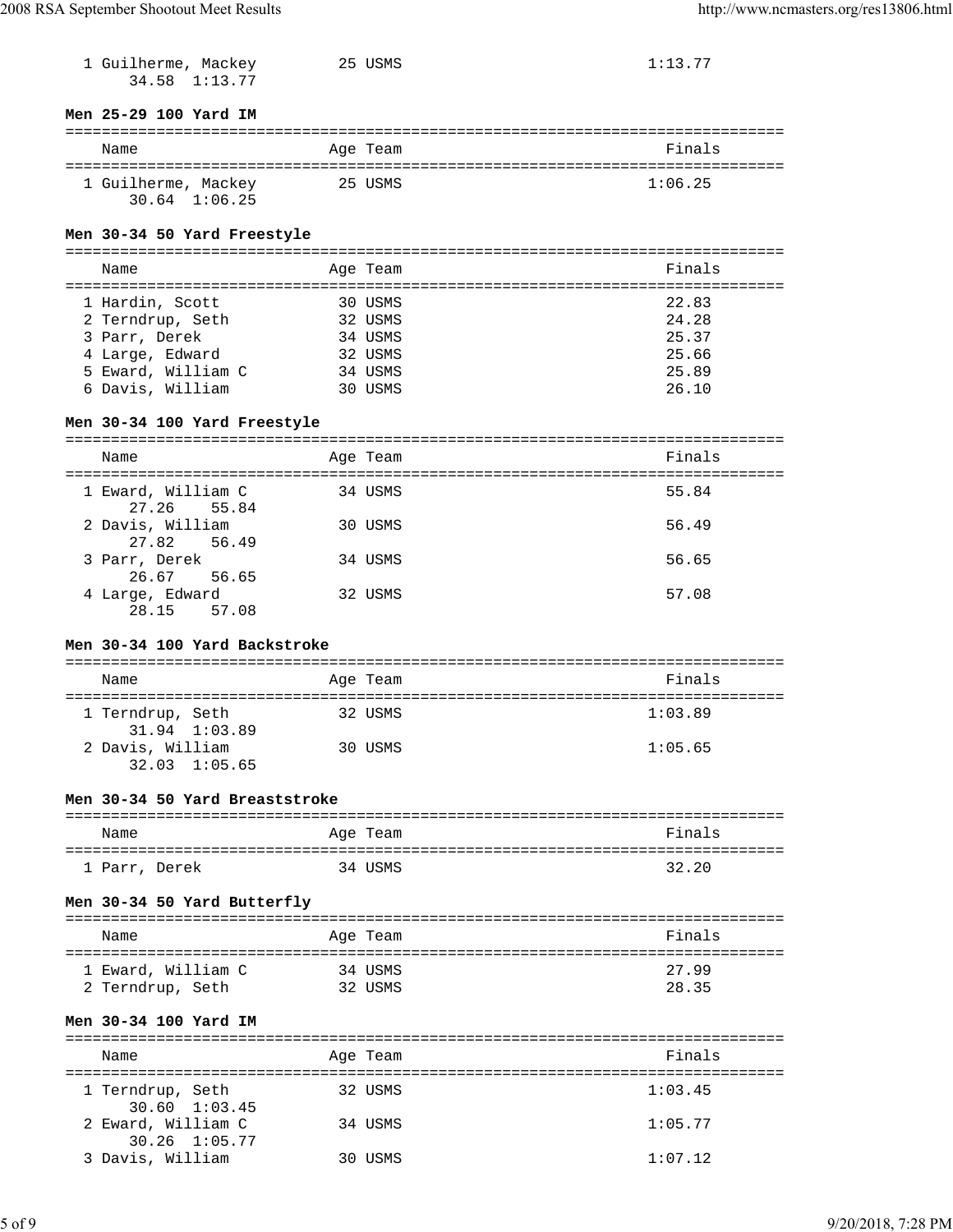| Name | Age | Team | Finals |
|---|---|---|---|
| 1 Guilherme, Mackey | 25 | USMS | 1:13.77 |
| 34.58 1:13.77 | | | |

**Men 25-29 100 Yard IM**

| Name | Age | Team | Finals |
|---|---|---|---|
| 1 Guilherme, Mackey | 25 | USMS | 1:06.25 |
| 30.64 1:06.25 | | | |

**Men 30-34 50 Yard Freestyle**

| Name | Age | Team | Finals |
|---|---|---|---|
| 1 Hardin, Scott | 30 | USMS | 22.83 |
| 2 Terndrup, Seth | 32 | USMS | 24.28 |
| 3 Parr, Derek | 34 | USMS | 25.37 |
| 4 Large, Edward | 32 | USMS | 25.66 |
| 5 Eward, William C | 34 | USMS | 25.89 |
| 6 Davis, William | 30 | USMS | 26.10 |

**Men 30-34 100 Yard Freestyle**

| Name | Age | Team | Finals |
|---|---|---|---|
| 1 Eward, William C | 34 | USMS | 55.84 |
| 27.26 55.84 | | | |
| 2 Davis, William | 30 | USMS | 56.49 |
| 27.82 56.49 | | | |
| 3 Parr, Derek | 34 | USMS | 56.65 |
| 26.67 56.65 | | | |
| 4 Large, Edward | 32 | USMS | 57.08 |
| 28.15 57.08 | | | |

**Men 30-34 100 Yard Backstroke**

| Name | Age | Team | Finals |
|---|---|---|---|
| 1 Terndrup, Seth | 32 | USMS | 1:03.89 |
| 31.94 1:03.89 | | | |
| 2 Davis, William | 30 | USMS | 1:05.65 |
| 32.03 1:05.65 | | | |

**Men 30-34 50 Yard Breaststroke**

| Name | Age | Team | Finals |
|---|---|---|---|
| 1 Parr, Derek | 34 | USMS | 32.20 |

**Men 30-34 50 Yard Butterfly**

| Name | Age | Team | Finals |
|---|---|---|---|
| 1 Eward, William C | 34 | USMS | 27.99 |
| 2 Terndrup, Seth | 32 | USMS | 28.35 |

**Men 30-34 100 Yard IM**

| Name | Age | Team | Finals |
|---|---|---|---|
| 1 Terndrup, Seth | 32 | USMS | 1:03.45 |
| 30.60 1:03.45 | | | |
| 2 Eward, William C | 34 | USMS | 1:05.77 |
| 30.26 1:05.77 | | | |
| 3 Davis, William | 30 | USMS | 1:07.12 |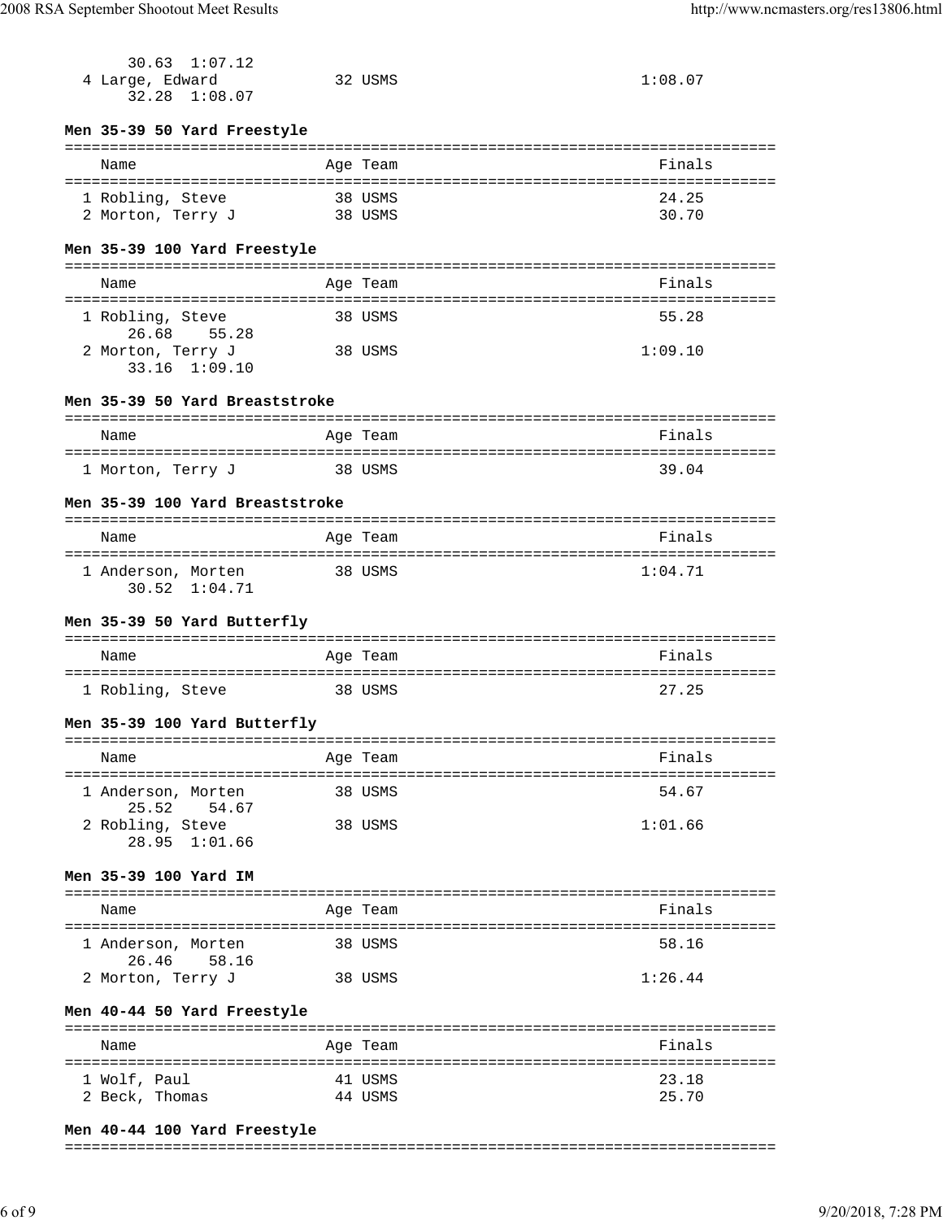30.63 1:07.12

4 Large, Edward 32 USMS 1:08.07

32.28 1:08.07

**Men 35-39 50 Yard Freestyle**

| Name | Age | Team | Finals |
|---|---|---|---|
| 1 Robling, Steve | 38 | USMS | 24.25 |
| 2 Morton, Terry J | 38 | USMS | 30.70 |

**Men 35-39 100 Yard Freestyle**

| Name | Age | Team | Finals |
|---|---|---|---|
| 1 Robling, Steve | 38 | USMS | 55.28 |
| 26.68 55.28 | | | |
| 2 Morton, Terry J | 38 | USMS | 1:09.10 |
| 33.16 1:09.10 | | | |

**Men 35-39 50 Yard Breaststroke**

| Name | Age | Team | Finals |
|---|---|---|---|
| 1 Morton, Terry J | 38 | USMS | 39.04 |

**Men 35-39 100 Yard Breaststroke**

| Name | Age | Team | Finals |
|---|---|---|---|
| 1 Anderson, Morten | 38 | USMS | 1:04.71 |
| 30.52 1:04.71 | | | |

**Men 35-39 50 Yard Butterfly**

| Name | Age | Team | Finals |
|---|---|---|---|
| 1 Robling, Steve | 38 | USMS | 27.25 |

**Men 35-39 100 Yard Butterfly**

| Name | Age | Team | Finals |
|---|---|---|---|
| 1 Anderson, Morten | 38 | USMS | 54.67 |
| 25.52 54.67 | | | |
| 2 Robling, Steve | 38 | USMS | 1:01.66 |
| 28.95 1:01.66 | | | |

**Men 35-39 100 Yard IM**

| Name | Age | Team | Finals |
|---|---|---|---|
| 1 Anderson, Morten | 38 | USMS | 58.16 |
| 26.46 58.16 | | | |
| 2 Morton, Terry J | 38 | USMS | 1:26.44 |

**Men 40-44 50 Yard Freestyle**

| Name | Age | Team | Finals |
|---|---|---|---|
| 1 Wolf, Paul | 41 | USMS | 23.18 |
| 2 Beck, Thomas | 44 | USMS | 25.70 |

**Men 40-44 100 Yard Freestyle**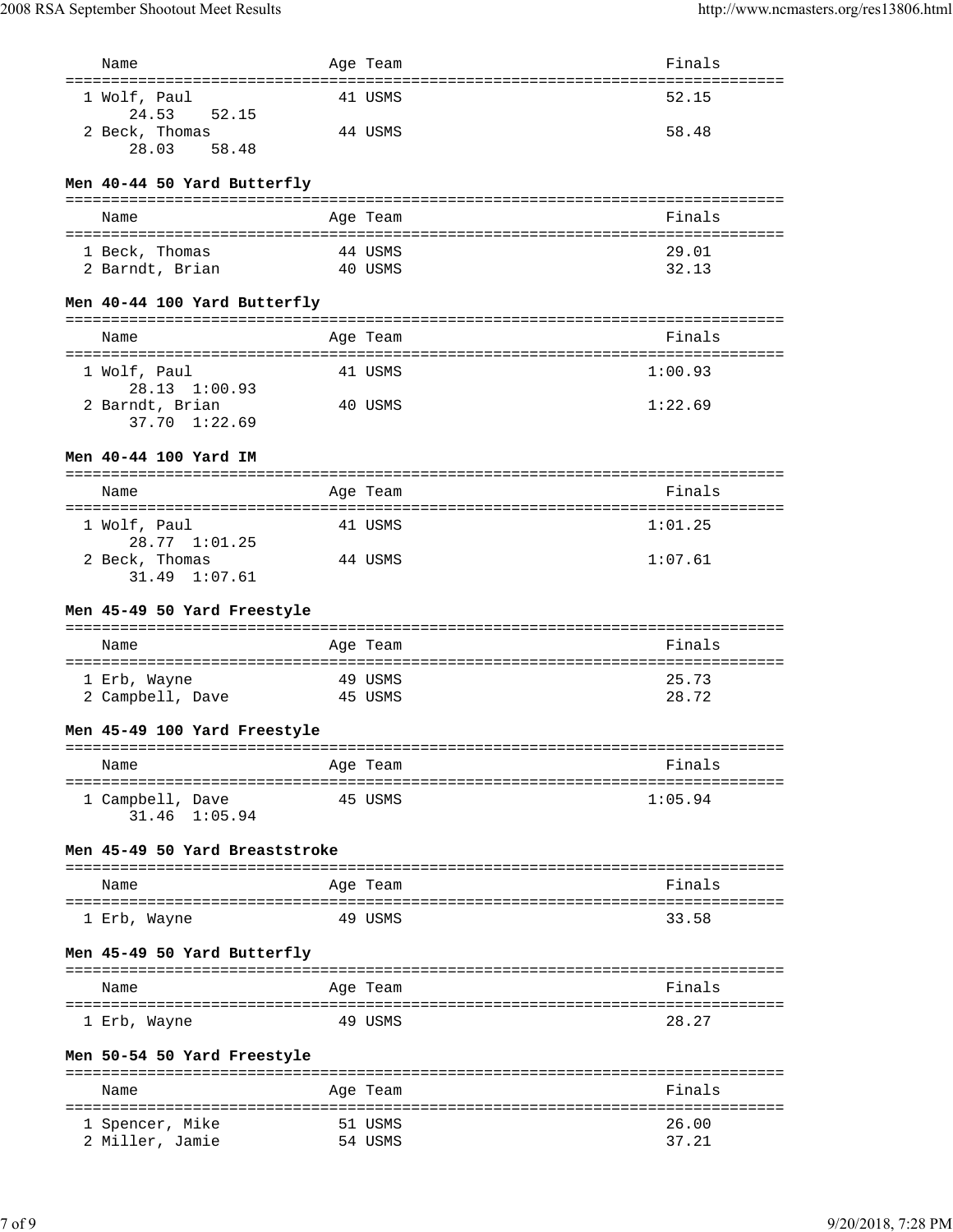| Name | Age | Team | Finals |
|---|---|---|---|
| 1 Wolf, Paul | 41 | USMS | 52.15 |
| 24.53 52.15 | | | |
| 2 Beck, Thomas | 44 | USMS | 58.48 |
| 28.03 58.48 | | | |

**Men 40-44 50 Yard Butterfly**

| Name | Age | Team | Finals |
|---|---|---|---|
| 1 Beck, Thomas | 44 | USMS | 29.01 |
| 2 Barndt, Brian | 40 | USMS | 32.13 |

**Men 40-44 100 Yard Butterfly**

| Name | Age | Team | Finals |
|---|---|---|---|
| 1 Wolf, Paul | 41 | USMS | 1:00.93 |
| 28.13 1:00.93 | | | |
| 2 Barndt, Brian | 40 | USMS | 1:22.69 |
| 37.70 1:22.69 | | | |

**Men 40-44 100 Yard IM**

| Name | Age | Team | Finals |
|---|---|---|---|
| 1 Wolf, Paul | 41 | USMS | 1:01.25 |
| 28.77 1:01.25 | | | |
| 2 Beck, Thomas | 44 | USMS | 1:07.61 |
| 31.49 1:07.61 | | | |

**Men 45-49 50 Yard Freestyle**

| Name | Age | Team | Finals |
|---|---|---|---|
| 1 Erb, Wayne | 49 | USMS | 25.73 |
| 2 Campbell, Dave | 45 | USMS | 28.72 |

**Men 45-49 100 Yard Freestyle**

| Name | Age | Team | Finals |
|---|---|---|---|
| 1 Campbell, Dave | 45 | USMS | 1:05.94 |
| 31.46 1:05.94 | | | |

**Men 45-49 50 Yard Breaststroke**

| Name | Age | Team | Finals |
|---|---|---|---|
| 1 Erb, Wayne | 49 | USMS | 33.58 |

**Men 45-49 50 Yard Butterfly**

| Name | Age | Team | Finals |
|---|---|---|---|
| 1 Erb, Wayne | 49 | USMS | 28.27 |

**Men 50-54 50 Yard Freestyle**

| Name | Age | Team | Finals |
|---|---|---|---|
| 1 Spencer, Mike | 51 | USMS | 26.00 |
| 2 Miller, Jamie | 54 | USMS | 37.21 |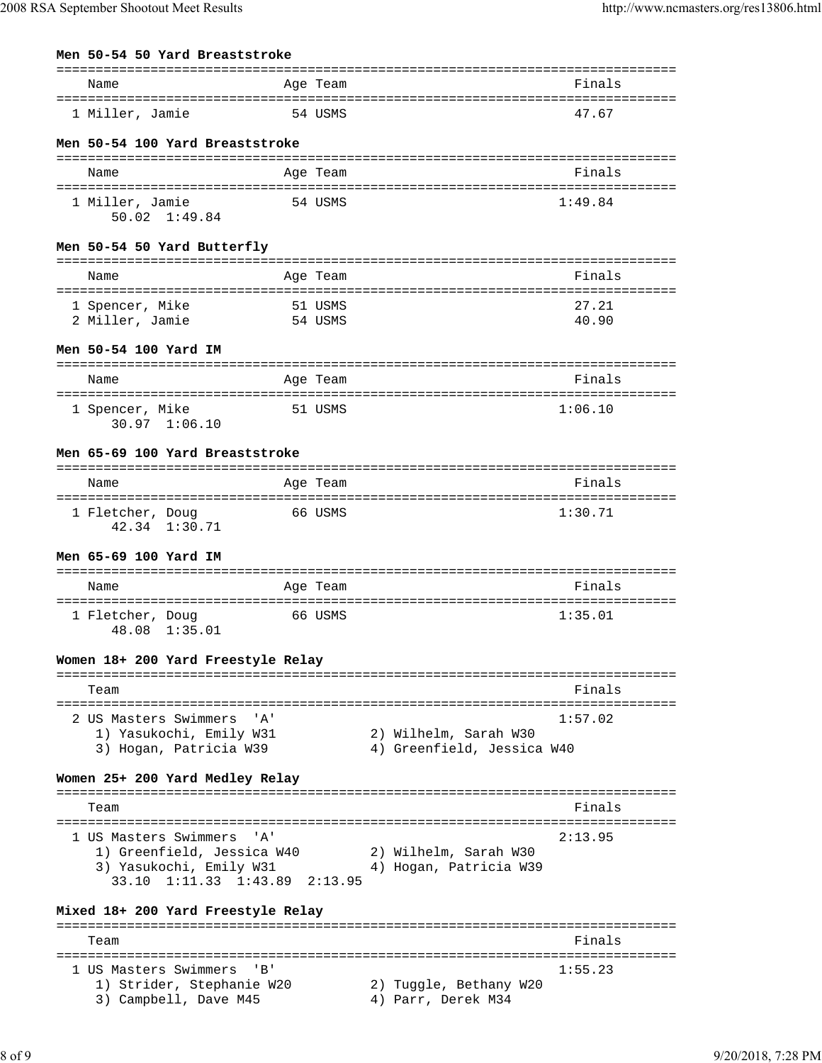### Men 50-54 50 Yard Breaststroke

| Name | Age | Team | Finals |
|---|---|---|---|
| 1 Miller, Jamie | 54 | USMS | 47.67 |

### Men 50-54 100 Yard Breaststroke

| Name | Age | Team | Finals |
|---|---|---|---|
| 1 Miller, Jamie | 54 | USMS | 1:49.84 |
| 50.02 1:49.84 | | | |

### Men 50-54 50 Yard Butterfly

| Name | Age | Team | Finals |
|---|---|---|---|
| 1 Spencer, Mike | 51 | USMS | 27.21 |
| 2 Miller, Jamie | 54 | USMS | 40.90 |

### Men 50-54 100 Yard IM

| Name | Age | Team | Finals |
|---|---|---|---|
| 1 Spencer, Mike | 51 | USMS | 1:06.10 |
| 30.97 1:06.10 | | | |

### Men 65-69 100 Yard Breaststroke

| Name | Age | Team | Finals |
|---|---|---|---|
| 1 Fletcher, Doug | 66 | USMS | 1:30.71 |
| 42.34 1:30.71 | | | |

### Men 65-69 100 Yard IM

| Name | Age | Team | Finals |
|---|---|---|---|
| 1 Fletcher, Doug | 66 | USMS | 1:35.01 |
| 48.08 1:35.01 | | | |

### Women 18+ 200 Yard Freestyle Relay

| Team | Finals |
|---|---|
| 2 US Masters Swimmers 'A' | 1:57.02 |
| 1) Yasukochi, Emily W31 2) Wilhelm, Sarah W30 | |
| 3) Hogan, Patricia W39 4) Greenfield, Jessica W40 | |

### Women 25+ 200 Yard Medley Relay

| Team | Finals |
|---|---|
| 1 US Masters Swimmers 'A' | 2:13.95 |
| 1) Greenfield, Jessica W40 2) Wilhelm, Sarah W30 | |
| 3) Yasukochi, Emily W31 4) Hogan, Patricia W39 | |
| 33.10 1:11.33 1:43.89 2:13.95 | |

### Mixed 18+ 200 Yard Freestyle Relay

| Team | Finals |
|---|---|
| 1 US Masters Swimmers 'B' | 1:55.23 |
| 1) Strider, Stephanie W20 2) Tuggle, Bethany W20 | |
| 3) Campbell, Dave M45 4) Parr, Derek M34 | |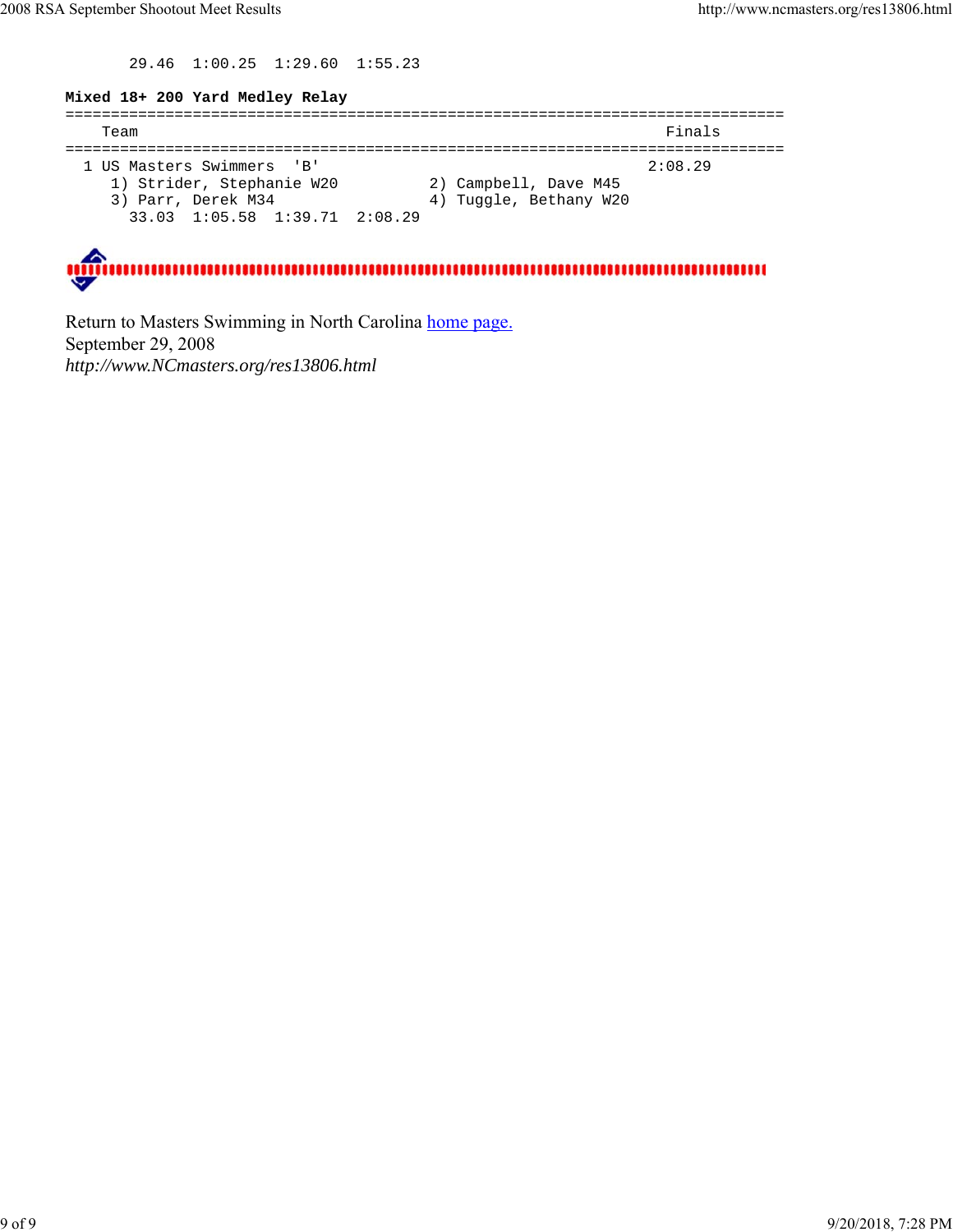```
        29.46  1:00.25  1:29.60  1:55.23
```

**Mixed 18+ 200 Yard Medley Relay**

```
===============================================================================
    Team                                                              Finals
===============================================================================
  1 US Masters Swimmers  'B'                                        2:08.29
     1) Strider, Stephanie W20          2) Campbell, Dave M45
     3) Parr, Derek M34                 4) Tuggle, Bethany W20
       33.03  1:05.58  1:39.71  2:08.29
```

Return to Masters Swimming in North Carolina home page.
September 29, 2008
*http://www.NCmasters.org/res13806.html*